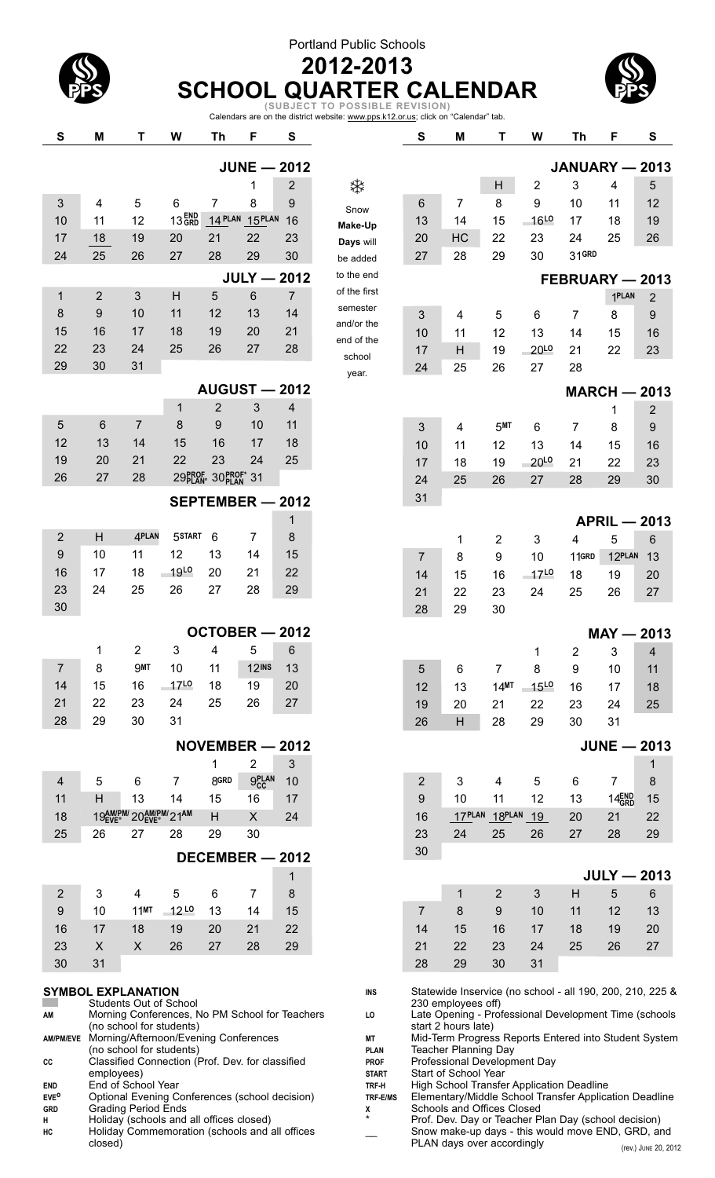Portland Public Schools

# 2012-2013 SCHOOL QUARTER CALENDAR

(SUBJECT TO POSSIBLE REVISION)

Calendars are on the district website: www.pps.k12.or.us; click on "Calendar" tab.

## JUNE — 2012

| S | M | T | W | Th | F | S |
|---|---|---|---|---|---|---|
| | | | | | 1 | 2 |
| 3 | 4 | 5 | 6 | 7 | 8 | 9 |
| 10 | 11 | 12 | 13 END GRD | 14 PLAN | 15 PLAN | 16 |
| 17 | 18 | 19 | 20 | 21 | 22 | 23 |
| 24 | 25 | 26 | 27 | 28 | 29 | 30 |

## JULY — 2012

| S | M | T | W | Th | F | S |
|---|---|---|---|---|---|---|
| 1 | 2 | 3 | H | 5 | 6 | 7 |
| 8 | 9 | 10 | 11 | 12 | 13 | 14 |
| 15 | 16 | 17 | 18 | 19 | 20 | 21 |
| 22 | 23 | 24 | 25 | 26 | 27 | 28 |
| 29 | 30 | 31 | | | | |

## AUGUST — 2012

| S | M | T | W | Th | F | S |
|---|---|---|---|---|---|---|
| | | | 1 | 2 | 3 | 4 |
| 5 | 6 | 7 | 8 | 9 | 10 | 11 |
| 12 | 13 | 14 | 15 | 16 | 17 | 18 |
| 19 | 20 | 21 | 22 | 23 | 24 | 25 |
| 26 | 27 | 28 | 29 PROF PLAN* | 30 PROF* PLAN | 31 | |

## SEPTEMBER — 2012

| S | M | T | W | Th | F | S |
|---|---|---|---|---|---|---|
| | | | | | | 1 |
| 2 | H | 4 PLAN | 5 START | 6 | 7 | 8 |
| 9 | 10 | 11 | 12 | 13 | 14 | 15 |
| 16 | 17 | 18 | 19 LO | 20 | 21 | 22 |
| 23 | 24 | 25 | 26 | 27 | 28 | 29 |
| 30 | | | | | | |

## OCTOBER — 2012

| S | M | T | W | Th | F | S |
|---|---|---|---|---|---|---|
| | 1 | 2 | 3 | 4 | 5 | 6 |
| 7 | 8 | 9 MT | 10 | 11 | 12 INS | 13 |
| 14 | 15 | 16 | 17 LO | 18 | 19 | 20 |
| 21 | 22 | 23 | 24 | 25 | 26 | 27 |
| 28 | 29 | 30 | 31 | | | |

## NOVEMBER — 2012

| S | M | T | W | Th | F | S |
|---|---|---|---|---|---|---|
| | | | | 1 | 2 | 3 |
| 4 | 5 | 6 | 7 | 8 GRD | 9 PLAN CC | 10 |
| 11 | H | 13 | 14 | 15 | 16 | 17 |
| 18 | 19 AM/PM/ EVE* | 20 AM/PM/ EVE* | 21 AM | H | X | 24 |
| 25 | 26 | 27 | 28 | 29 | 30 | |

## DECEMBER — 2012

| S | M | T | W | Th | F | S |
|---|---|---|---|---|---|---|
| | | | | | | 1 |
| 2 | 3 | 4 | 5 | 6 | 7 | 8 |
| 9 | 10 | 11 MT | 12 LO | 13 | 14 | 15 |
| 16 | 17 | 18 | 19 | 20 | 21 | 22 |
| 23 | X | X | 26 | 27 | 28 | 29 |
| 30 | 31 | | | | | |

Snow Make-Up Days will be added to the end of the first semester and/or the end of the school year.

## JANUARY — 2013

| S | M | T | W | Th | F | S |
|---|---|---|---|---|---|---|
| | | H | 2 | 3 | 4 | 5 |
| 6 | 7 | 8 | 9 | 10 | 11 | 12 |
| 13 | 14 | 15 | 16 LO | 17 | 18 | 19 |
| 20 | HC | 22 | 23 | 24 | 25 | 26 |
| 27 | 28 | 29 | 30 | 31 GRD | | |

## FEBRUARY — 2013

| S | M | T | W | Th | F | S |
|---|---|---|---|---|---|---|
| | | | | | 1 PLAN | 2 |
| 3 | 4 | 5 | 6 | 7 | 8 | 9 |
| 10 | 11 | 12 | 13 | 14 | 15 | 16 |
| 17 | H | 19 | 20 LO | 21 | 22 | 23 |
| 24 | 25 | 26 | 27 | 28 | | |

## MARCH — 2013

| S | M | T | W | Th | F | S |
|---|---|---|---|---|---|---|
| | | | | | 1 | 2 |
| 3 | 4 | 5 MT | 6 | 7 | 8 | 9 |
| 10 | 11 | 12 | 13 | 14 | 15 | 16 |
| 17 | 18 | 19 | 20 LO | 21 | 22 | 23 |
| 24 | 25 | 26 | 27 | 28 | 29 | 30 |
| 31 | | | | | | |

## APRIL — 2013

| S | M | T | W | Th | F | S |
|---|---|---|---|---|---|---|
| | 1 | 2 | 3 | 4 | 5 | 6 |
| 7 | 8 | 9 | 10 | 11 GRD | 12 PLAN | 13 |
| 14 | 15 | 16 | 17 LO | 18 | 19 | 20 |
| 21 | 22 | 23 | 24 | 25 | 26 | 27 |
| 28 | 29 | 30 | | | | |

## MAY — 2013

| S | M | T | W | Th | F | S |
|---|---|---|---|---|---|---|
| | | | 1 | 2 | 3 | 4 |
| 5 | 6 | 7 | 8 | 9 | 10 | 11 |
| 12 | 13 | 14 MT | 15 LO | 16 | 17 | 18 |
| 19 | 20 | 21 | 22 | 23 | 24 | 25 |
| 26 | H | 28 | 29 | 30 | 31 | |

## JUNE — 2013

| S | M | T | W | Th | F | S |
|---|---|---|---|---|---|---|
| | | | | | | 1 |
| 2 | 3 | 4 | 5 | 6 | 7 | 8 |
| 9 | 10 | 11 | 12 | 13 | 14 END GRD | 15 |
| 16 | 17 PLAN | 18 PLAN | 19 | 20 | 21 | 22 |
| 23 | 24 | 25 | 26 | 27 | 28 | 29 |
| 30 | | | | | | |

## JULY — 2013

| S | M | T | W | Th | F | S |
|---|---|---|---|---|---|---|
| | 1 | 2 | 3 | H | 5 | 6 |
| 7 | 8 | 9 | 10 | 11 | 12 | 13 |
| 14 | 15 | 16 | 17 | 18 | 19 | 20 |
| 21 | 22 | 23 | 24 | 25 | 26 | 27 |
| 28 | 29 | 30 | 31 | | | |

## SYMBOL EXPLANATION

| Symbol | Meaning |
|---|---|
| (shaded) | Students Out of School |
| AM | Morning Conferences, No PM School for Teachers (no school for students) |
| AM/PM/EVE | Morning/Afternoon/Evening Conferences (no school for students) |
| CC | Classified Connection (Prof. Dev. for classified employees) |
| END | End of School Year |
| EVE° | Optional Evening Conferences (school decision) |
| GRD | Grading Period Ends |
| H | Holiday (schools and all offices closed) |
| HC | Holiday Commemoration (schools and all offices closed) |
| INS | Statewide Inservice (no school - all 190, 200, 210, 225 & 230 employees off) |
| LO | Late Opening - Professional Development Time (schools start 2 hours late) |
| MT | Mid-Term Progress Reports Entered into Student System |
| PLAN | Teacher Planning Day |
| PROF | Professional Development Day |
| START | Start of School Year |
| TRF-H | High School Transfer Application Deadline |
| TRF-E/MS | Elementary/Middle School Transfer Application Deadline |
| X | Schools and Offices Closed |
| * | Prof. Dev. Day or Teacher Plan Day (school decision) |
| __ | Snow make-up days - this would move END, GRD, and PLAN days over accordingly |

(rev.) June 20, 2012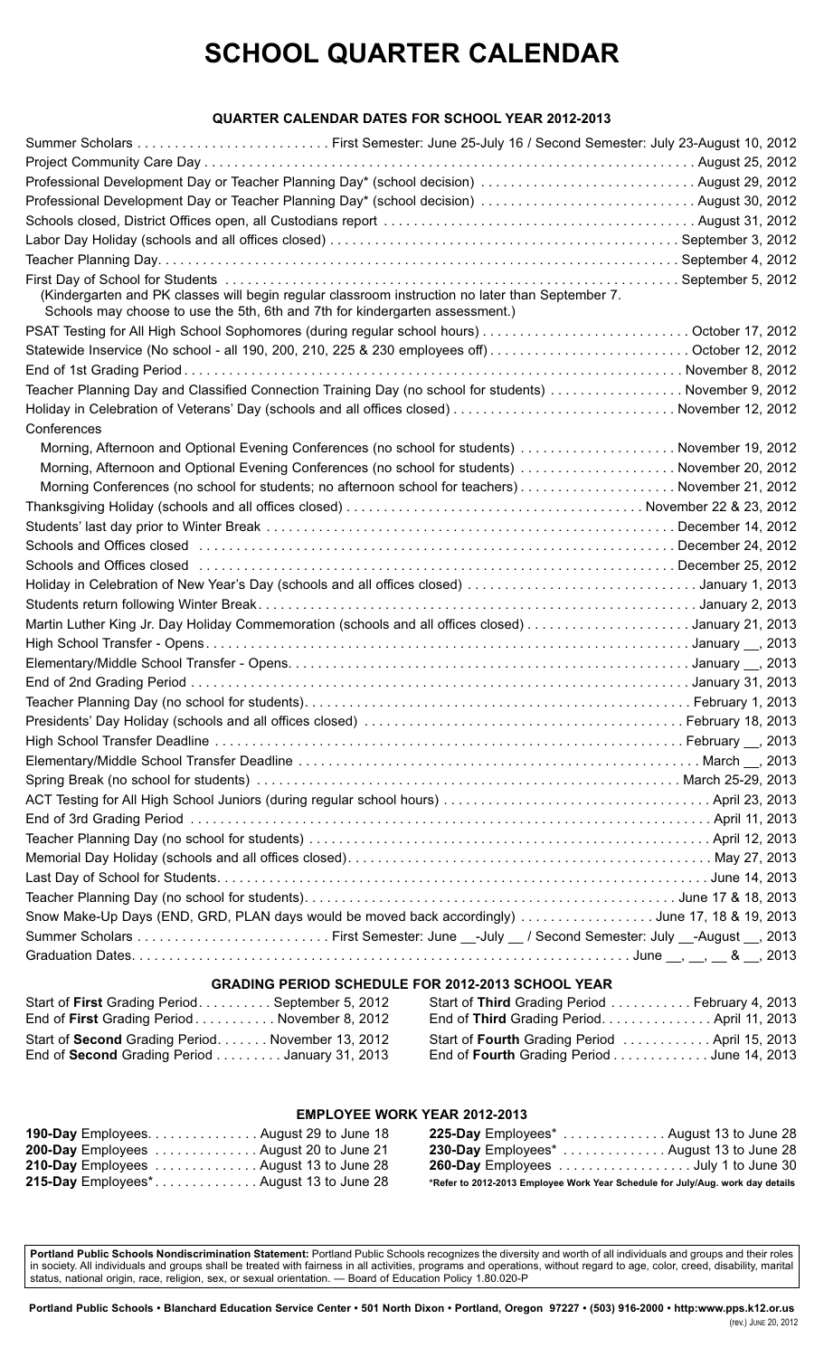# SCHOOL QUARTER CALENDAR

## QUARTER CALENDAR DATES FOR SCHOOL YEAR 2012-2013

| | |
|---|---|
| Summer Scholars | First Semester: June 25-July 16 / Second Semester: July 23-August 10, 2012 |
| Project Community Care Day | August 25, 2012 |
| Professional Development Day or Teacher Planning Day* (school decision) | August 29, 2012 |
| Professional Development Day or Teacher Planning Day* (school decision) | August 30, 2012 |
| Schools closed, District Offices open, all Custodians report | August 31, 2012 |
| Labor Day Holiday (schools and all offices closed) | September 3, 2012 |
| Teacher Planning Day | September 4, 2012 |
| First Day of School for Students (Kindergarten and PK classes will begin regular classroom instruction no later than September 7. Schools may choose to use the 5th, 6th and 7th for kindergarten assessment.) | September 5, 2012 |
| PSAT Testing for All High School Sophomores (during regular school hours) | October 17, 2012 |
| Statewide Inservice (No school - all 190, 200, 210, 225 & 230 employees off) | October 12, 2012 |
| End of 1st Grading Period | November 8, 2012 |
| Teacher Planning Day and Classified Connection Training Day (no school for students) | November 9, 2012 |
| Holiday in Celebration of Veterans' Day (schools and all offices closed) | November 12, 2012 |
| Conferences | |
| Morning, Afternoon and Optional Evening Conferences (no school for students) | November 19, 2012 |
| Morning, Afternoon and Optional Evening Conferences (no school for students) | November 20, 2012 |
| Morning Conferences (no school for students; no afternoon school for teachers) | November 21, 2012 |
| Thanksgiving Holiday (schools and all offices closed) | November 22 & 23, 2012 |
| Students' last day prior to Winter Break | December 14, 2012 |
| Schools and Offices closed | December 24, 2012 |
| Schools and Offices closed | December 25, 2012 |
| Holiday in Celebration of New Year's Day (schools and all offices closed) | January 1, 2013 |
| Students return following Winter Break | January 2, 2013 |
| Martin Luther King Jr. Day Holiday Commemoration (schools and all offices closed) | January 21, 2013 |
| High School Transfer - Opens | January __, 2013 |
| Elementary/Middle School Transfer - Opens | January __, 2013 |
| End of 2nd Grading Period | January 31, 2013 |
| Teacher Planning Day (no school for students) | February 1, 2013 |
| Presidents' Day Holiday (schools and all offices closed) | February 18, 2013 |
| High School Transfer Deadline | February __, 2013 |
| Elementary/Middle School Transfer Deadline | March __, 2013 |
| Spring Break (no school for students) | March 25-29, 2013 |
| ACT Testing for All High School Juniors (during regular school hours) | April 23, 2013 |
| End of 3rd Grading Period | April 11, 2013 |
| Teacher Planning Day (no school for students) | April 12, 2013 |
| Memorial Day Holiday (schools and all offices closed) | May 27, 2013 |
| Last Day of School for Students | June 14, 2013 |
| Teacher Planning Day (no school for students) | June 17 & 18, 2013 |
| Snow Make-Up Days (END, GRD, PLAN days would be moved back accordingly) | June 17, 18 & 19, 2013 |
| Summer Scholars | First Semester: June __-July __ / Second Semester: July __-August __, 2013 |
| Graduation Dates | June __, __, __ & __, 2013 |

## GRADING PERIOD SCHEDULE FOR 2012-2013 SCHOOL YEAR

| | |
|---|---|
| Start of **First** Grading Period | September 5, 2012 |
| End of **First** Grading Period | November 8, 2012 |
| Start of **Second** Grading Period | November 13, 2012 |
| End of **Second** Grading Period | January 31, 2013 |
| Start of **Third** Grading Period | February 4, 2013 |
| End of **Third** Grading Period | April 11, 2013 |
| Start of **Fourth** Grading Period | April 15, 2013 |
| End of **Fourth** Grading Period | June 14, 2013 |

## EMPLOYEE WORK YEAR 2012-2013

| | |
|---|---|
| **190-Day** Employees | August 29 to June 18 |
| **200-Day** Employees | August 20 to June 21 |
| **210-Day** Employees | August 13 to June 28 |
| **215-Day** Employees* | August 13 to June 28 |
| **225-Day** Employees* | August 13 to June 28 |
| **230-Day** Employees* | August 13 to June 28 |
| **260-Day** Employees | July 1 to June 30 |

**\*Refer to 2012-2013 Employee Work Year Schedule for July/Aug. work day details**

**Portland Public Schools Nondiscrimination Statement:** Portland Public Schools recognizes the diversity and worth of all individuals and groups and their roles in society. All individuals and groups shall be treated with fairness in all activities, programs and operations, without regard to age, color, creed, disability, marital status, national origin, race, religion, sex, or sexual orientation. — Board of Education Policy 1.80.020-P

**Portland Public Schools • Blanchard Education Service Center • 501 North Dixon • Portland, Oregon 97227 • (503) 916-2000 • http:www.pps.k12.or.us**

(rev.) June 20, 2012